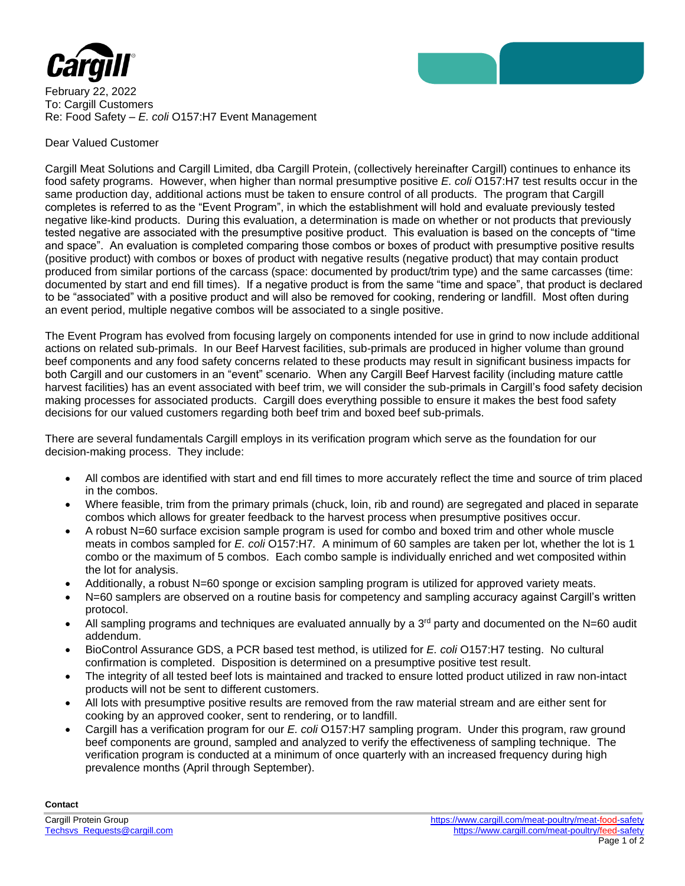February 22, 2022
To: Cargill Customers
Re: Food Safety – *E. coli* O157:H7 Event Management

Dear Valued Customer

Cargill Meat Solutions and Cargill Limited, dba Cargill Protein, (collectively hereinafter Cargill) continues to enhance its food safety programs. However, when higher than normal presumptive positive *E. coli* O157:H7 test results occur in the same production day, additional actions must be taken to ensure control of all products. The program that Cargill completes is referred to as the "Event Program", in which the establishment will hold and evaluate previously tested negative like-kind products. During this evaluation, a determination is made on whether or not products that previously tested negative are associated with the presumptive positive product. This evaluation is based on the concepts of "time and space". An evaluation is completed comparing those combos or boxes of product with presumptive positive results (positive product) with combos or boxes of product with negative results (negative product) that may contain product produced from similar portions of the carcass (space: documented by product/trim type) and the same carcasses (time: documented by start and end fill times). If a negative product is from the same "time and space", that product is declared to be "associated" with a positive product and will also be removed for cooking, rendering or landfill. Most often during an event period, multiple negative combos will be associated to a single positive.

The Event Program has evolved from focusing largely on components intended for use in grind to now include additional actions on related sub-primals. In our Beef Harvest facilities, sub-primals are produced in higher volume than ground beef components and any food safety concerns related to these products may result in significant business impacts for both Cargill and our customers in an "event" scenario. When any Cargill Beef Harvest facility (including mature cattle harvest facilities) has an event associated with beef trim, we will consider the sub-primals in Cargill's food safety decision making processes for associated products. Cargill does everything possible to ensure it makes the best food safety decisions for our valued customers regarding both beef trim and boxed beef sub-primals.

There are several fundamentals Cargill employs in its verification program which serve as the foundation for our decision-making process. They include:

- All combos are identified with start and end fill times to more accurately reflect the time and source of trim placed in the combos.
- Where feasible, trim from the primary primals (chuck, loin, rib and round) are segregated and placed in separate combos which allows for greater feedback to the harvest process when presumptive positives occur.
- A robust N=60 surface excision sample program is used for combo and boxed trim and other whole muscle meats in combos sampled for *E. coli* O157:H7. A minimum of 60 samples are taken per lot, whether the lot is 1 combo or the maximum of 5 combos. Each combo sample is individually enriched and wet composited within the lot for analysis.
- Additionally, a robust N=60 sponge or excision sampling program is utilized for approved variety meats.
- N=60 samplers are observed on a routine basis for competency and sampling accuracy against Cargill's written protocol.
- All sampling programs and techniques are evaluated annually by a 3rd party and documented on the N=60 audit addendum.
- BioControl Assurance GDS, a PCR based test method, is utilized for *E. coli* O157:H7 testing. No cultural confirmation is completed. Disposition is determined on a presumptive positive test result.
- The integrity of all tested beef lots is maintained and tracked to ensure lotted product utilized in raw non-intact products will not be sent to different customers.
- All lots with presumptive positive results are removed from the raw material stream and are either sent for cooking by an approved cooker, sent to rendering, or to landfill.
- Cargill has a verification program for our *E. coli* O157:H7 sampling program. Under this program, raw ground beef components are ground, sampled and analyzed to verify the effectiveness of sampling technique. The verification program is conducted at a minimum of once quarterly with an increased frequency during high prevalence months (April through September).

**Contact**

Cargill Protein Group
Techsvs_Requests@cargill.com

https://www.cargill.com/meat-poultry/meat-food-safety
https://www.cargill.com/meat-poultry/feed-safety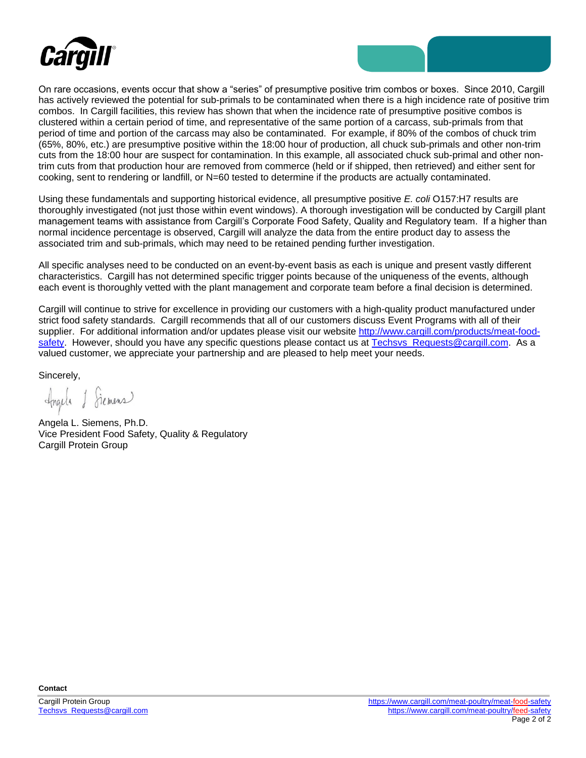On rare occasions, events occur that show a "series" of presumptive positive trim combos or boxes. Since 2010, Cargill has actively reviewed the potential for sub-primals to be contaminated when there is a high incidence rate of positive trim combos. In Cargill facilities, this review has shown that when the incidence rate of presumptive positive combos is clustered within a certain period of time, and representative of the same portion of a carcass, sub-primals from that period of time and portion of the carcass may also be contaminated. For example, if 80% of the combos of chuck trim (65%, 80%, etc.) are presumptive positive within the 18:00 hour of production, all chuck sub-primals and other non-trim cuts from the 18:00 hour are suspect for contamination. In this example, all associated chuck sub-primal and other non-trim cuts from that production hour are removed from commerce (held or if shipped, then retrieved) and either sent for cooking, sent to rendering or landfill, or N=60 tested to determine if the products are actually contaminated.

Using these fundamentals and supporting historical evidence, all presumptive positive *E. coli* O157:H7 results are thoroughly investigated (not just those within event windows). A thorough investigation will be conducted by Cargill plant management teams with assistance from Cargill's Corporate Food Safety, Quality and Regulatory team. If a higher than normal incidence percentage is observed, Cargill will analyze the data from the entire product day to assess the associated trim and sub-primals, which may need to be retained pending further investigation.

All specific analyses need to be conducted on an event-by-event basis as each is unique and present vastly different characteristics. Cargill has not determined specific trigger points because of the uniqueness of the events, although each event is thoroughly vetted with the plant management and corporate team before a final decision is determined.

Cargill will continue to strive for excellence in providing our customers with a high-quality product manufactured under strict food safety standards. Cargill recommends that all of our customers discuss Event Programs with all of their supplier. For additional information and/or updates please visit our website http://www.cargill.com/products/meat-food-safety. However, should you have any specific questions please contact us at Techsvs_Requests@cargill.com. As a valued customer, we appreciate your partnership and are pleased to help meet your needs.

Sincerely,

Angela L. Siemens, Ph.D.
Vice President Food Safety, Quality & Regulatory
Cargill Protein Group

**Contact**

Cargill Protein Group
Techsvs_Requests@cargill.com

https://www.cargill.com/meat-poultry/meat-food-safety
https://www.cargill.com/meat-poultry/feed-safety